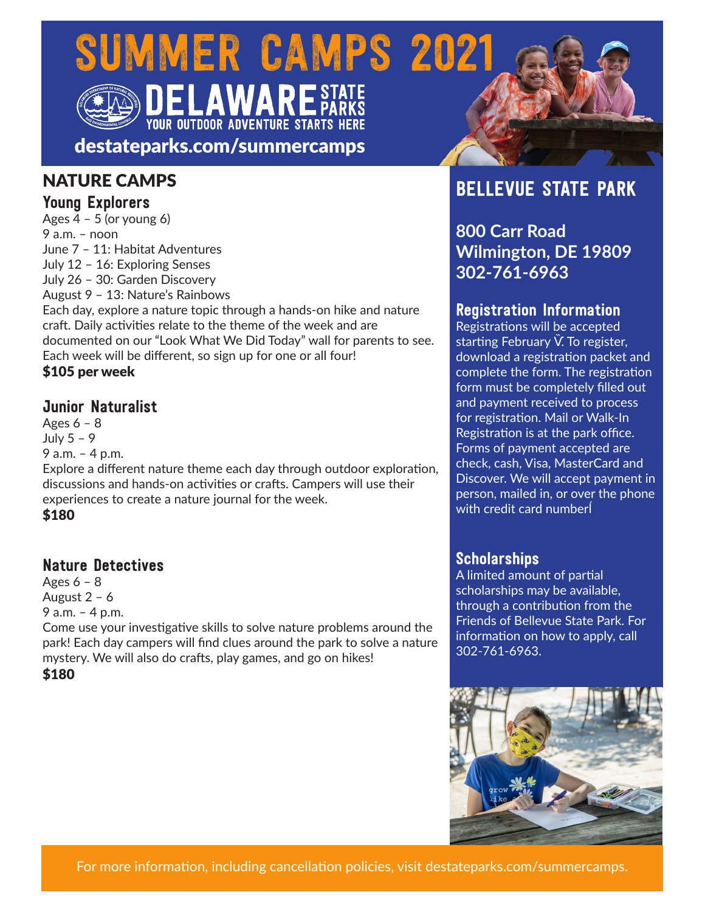# SUMMER CAMPS 2021

DELAWARE STATE PARKS
YOUR OUTDOOR ADVENTURE STARTS HERE

destateparks.com/summercamps

## NATURE CAMPS

### Young Explorers

Ages 4 – 5 (or young 6)
9 a.m. – noon
June 7 – 11: Habitat Adventures
July 12 – 16: Exploring Senses
July 26 – 30: Garden Discovery
August 9 – 13: Nature's Rainbows

Each day, explore a nature topic through a hands-on hike and nature craft. Daily activities relate to the theme of the week and are documented on our "Look What We Did Today" wall for parents to see. Each week will be different, so sign up for one or all four!

**$105 per week**

### Junior Naturalist

Ages 6 – 8
July 5 – 9
9 a.m. – 4 p.m.

Explore a different nature theme each day through outdoor exploration, discussions and hands-on activities or crafts. Campers will use their experiences to create a nature journal for the week.

**$180**

### Nature Detectives

Ages 6 – 8
August 2 – 6
9 a.m. – 4 p.m.

Come use your investigative skills to solve nature problems around the park! Each day campers will find clues around the park to solve a nature mystery. We will also do crafts, play games, and go on hikes!

**$180**

## BELLEVUE STATE PARK

**800 Carr Road**
**Wilmington, DE 19809**
**302-761-6963**

### Registration Information

Registrations will be accepted starting February V̌. To register, download a registration packet and complete the form. The registration form must be completely filled out and payment received to process for registration. Mail or Walk-In Registration is at the park office. Forms of payment accepted are check, cash, Visa, MasterCard and Discover. We will accept payment in person, mailed in, or over the phone with credit card number.

### Scholarships

A limited amount of partial scholarships may be available, through a contribution from the Friends of Bellevue State Park. For information on how to apply, call 302-761-6963.

For more information, including cancellation policies, visit destateparks.com/summercamps.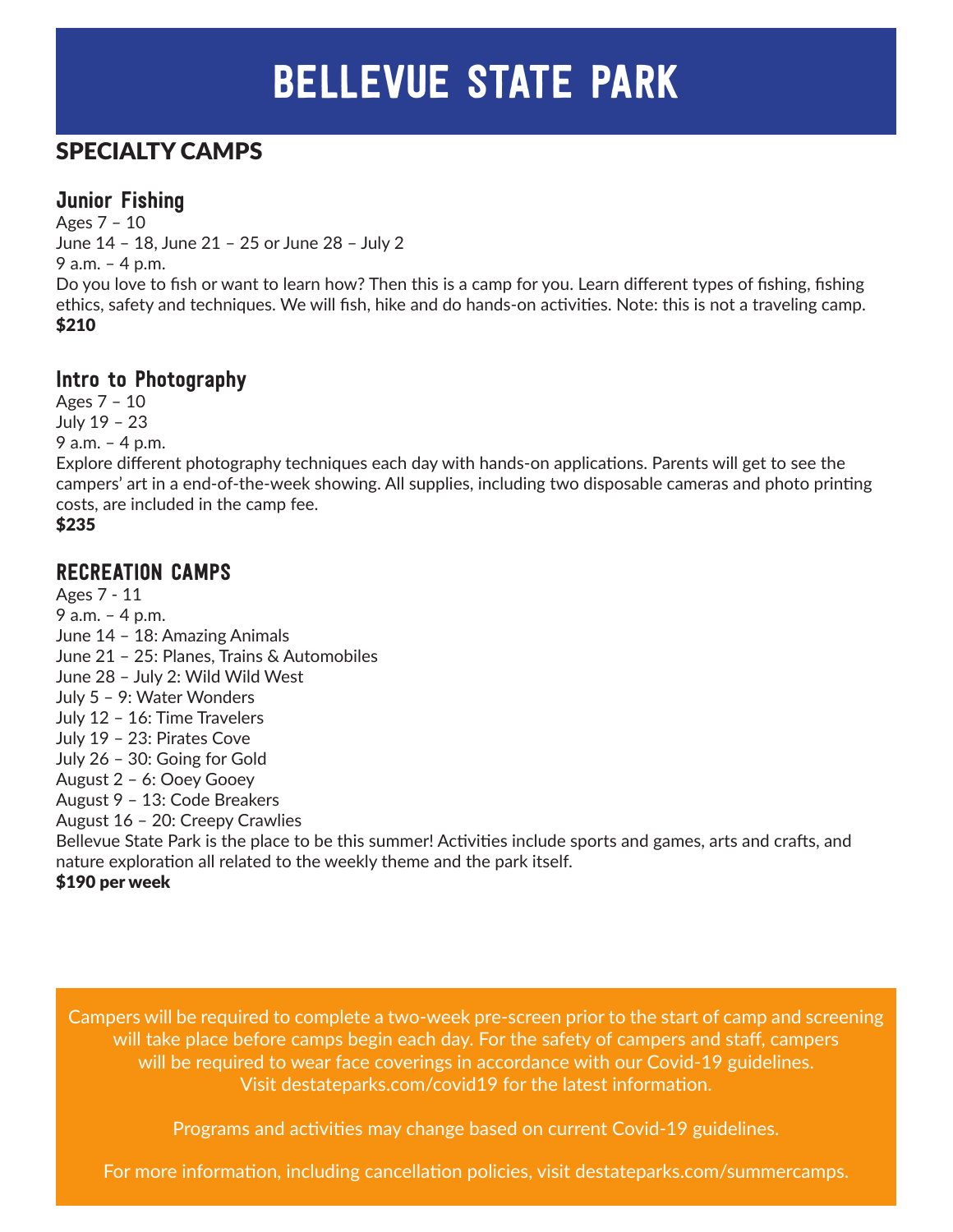# BELLEVUE STATE PARK

## SPECIALTY CAMPS

### Junior Fishing

Ages 7 – 10
June 14 – 18, June 21 – 25 or June 28 – July 2
9 a.m. – 4 p.m.
Do you love to fish or want to learn how? Then this is a camp for you. Learn different types of fishing, fishing ethics, safety and techniques. We will fish, hike and do hands-on activities. Note: this is not a traveling camp.
**$210**

### Intro to Photography

Ages 7 – 10
July 19 – 23
9 a.m. – 4 p.m.
Explore different photography techniques each day with hands-on applications. Parents will get to see the campers' art in a end-of-the-week showing. All supplies, including two disposable cameras and photo printing costs, are included in the camp fee.
**$235**

### RECREATION CAMPS

Ages 7 - 11
9 a.m. – 4 p.m.
June 14 – 18: Amazing Animals
June 21 – 25: Planes, Trains & Automobiles
June 28 – July 2: Wild Wild West
July 5 – 9: Water Wonders
July 12 – 16: Time Travelers
July 19 – 23: Pirates Cove
July 26 – 30: Going for Gold
August 2 – 6: Ooey Gooey
August 9 – 13: Code Breakers
August 16 – 20: Creepy Crawlies
Bellevue State Park is the place to be this summer! Activities include sports and games, arts and crafts, and nature exploration all related to the weekly theme and the park itself.
**$190 per week**

Campers will be required to complete a two-week pre-screen prior to the start of camp and screening will take place before camps begin each day. For the safety of campers and staff, campers will be required to wear face coverings in accordance with our Covid-19 guidelines. Visit destateparks.com/covid19 for the latest information.

Programs and activities may change based on current Covid-19 guidelines.

For more information, including cancellation policies, visit destateparks.com/summercamps.